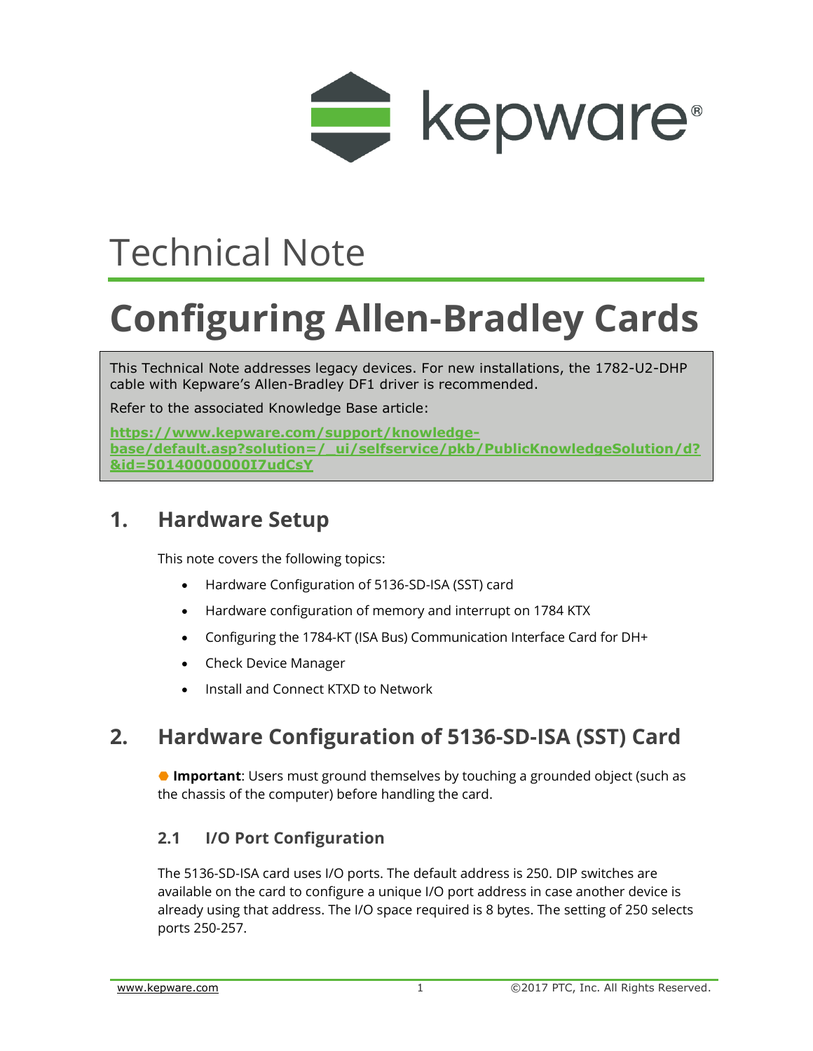Technical Note

# Configuring Allen-Bradley Cards

This Technical Note addresses legacy devices. For new installations, the 1782-U2-DHP cable with Kepware's Allen-Bradley DF1 driver is recommended.

Refer to the associated Knowledge Base article:

**https://www.kepware.com/support/knowledge-base/default.asp?solution=/_ui/selfservice/pkb/PublicKnowledgeSolution/d?&id=50140000000I7udCsY**

## 1. Hardware Setup

This note covers the following topics:

- Hardware Configuration of 5136-SD-ISA (SST) card
- Hardware configuration of memory and interrupt on 1784 KTX
- Configuring the 1784-KT (ISA Bus) Communication Interface Card for DH+
- Check Device Manager
- Install and Connect KTXD to Network

## 2. Hardware Configuration of 5136-SD-ISA (SST) Card

**Important**: Users must ground themselves by touching a grounded object (such as the chassis of the computer) before handling the card.

### 2.1 I/O Port Configuration

The 5136-SD-ISA card uses I/O ports. The default address is 250. DIP switches are available on the card to configure a unique I/O port address in case another device is already using that address. The I/O space required is 8 bytes. The setting of 250 selects ports 250-257.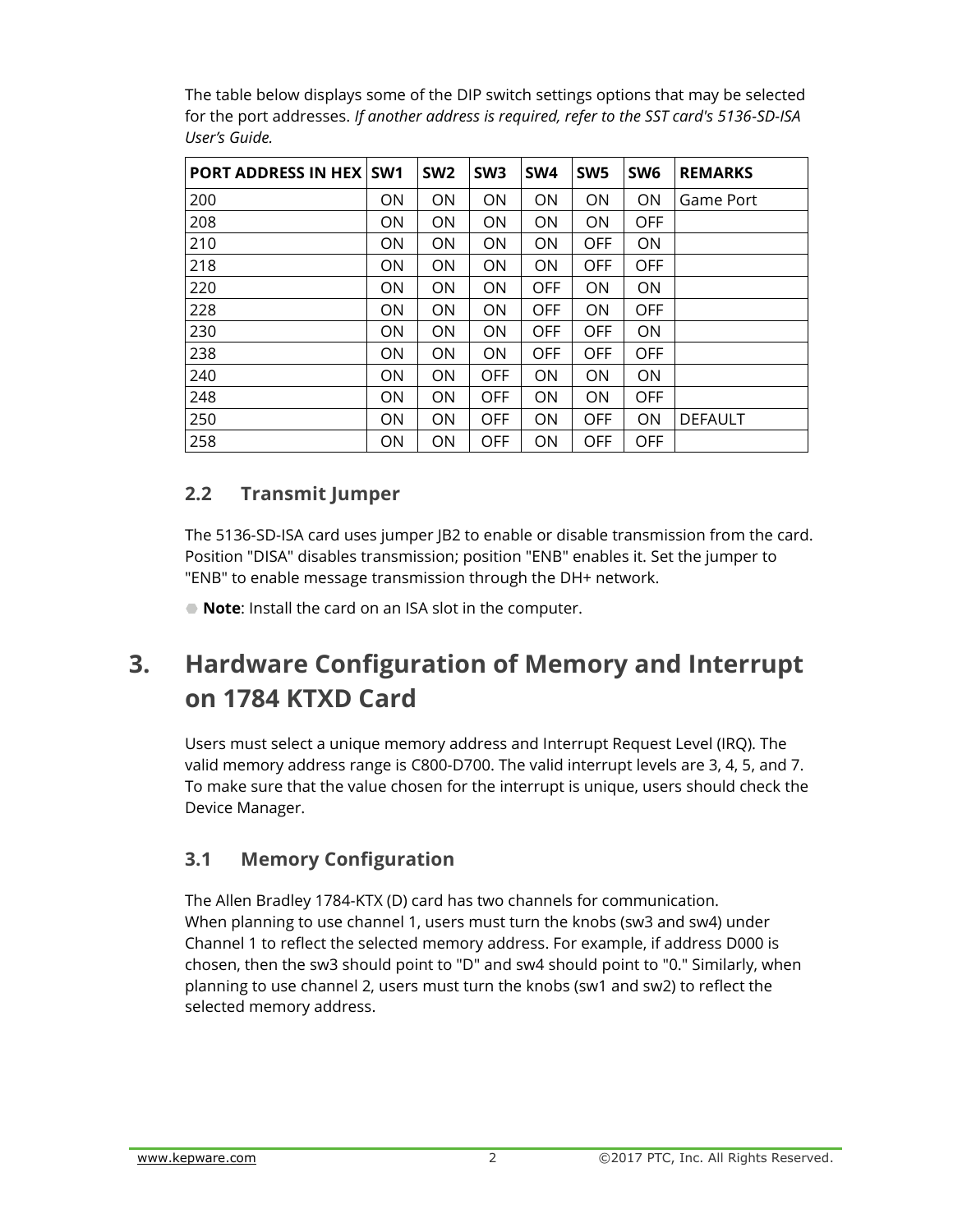The table below displays some of the DIP switch settings options that may be selected for the port addresses. *If another address is required, refer to the SST card's 5136-SD-ISA User's Guide.*

| PORT ADDRESS IN HEX | SW1 | SW2 | SW3 | SW4 | SW5 | SW6 | REMARKS |
|---|---|---|---|---|---|---|---|
| 200 | ON | ON | ON | ON | ON | ON | Game Port |
| 208 | ON | ON | ON | ON | ON | OFF | |
| 210 | ON | ON | ON | ON | OFF | ON | |
| 218 | ON | ON | ON | ON | OFF | OFF | |
| 220 | ON | ON | ON | OFF | ON | ON | |
| 228 | ON | ON | ON | OFF | ON | OFF | |
| 230 | ON | ON | ON | OFF | OFF | ON | |
| 238 | ON | ON | ON | OFF | OFF | OFF | |
| 240 | ON | ON | OFF | ON | ON | ON | |
| 248 | ON | ON | OFF | ON | ON | OFF | |
| 250 | ON | ON | OFF | ON | OFF | ON | DEFAULT |
| 258 | ON | ON | OFF | ON | OFF | OFF | |

### 2.2 Transmit Jumper

The 5136-SD-ISA card uses jumper JB2 to enable or disable transmission from the card. Position "DISA" disables transmission; position "ENB" enables it. Set the jumper to "ENB" to enable message transmission through the DH+ network.

- **Note**: Install the card on an ISA slot in the computer.

## 3. Hardware Configuration of Memory and Interrupt on 1784 KTXD Card

Users must select a unique memory address and Interrupt Request Level (IRQ). The valid memory address range is C800-D700. The valid interrupt levels are 3, 4, 5, and 7. To make sure that the value chosen for the interrupt is unique, users should check the Device Manager.

### 3.1 Memory Configuration

The Allen Bradley 1784-KTX (D) card has two channels for communication.
When planning to use channel 1, users must turn the knobs (sw3 and sw4) under Channel 1 to reflect the selected memory address. For example, if address D000 is chosen, then the sw3 should point to "D" and sw4 should point to "0." Similarly, when planning to use channel 2, users must turn the knobs (sw1 and sw2) to reflect the selected memory address.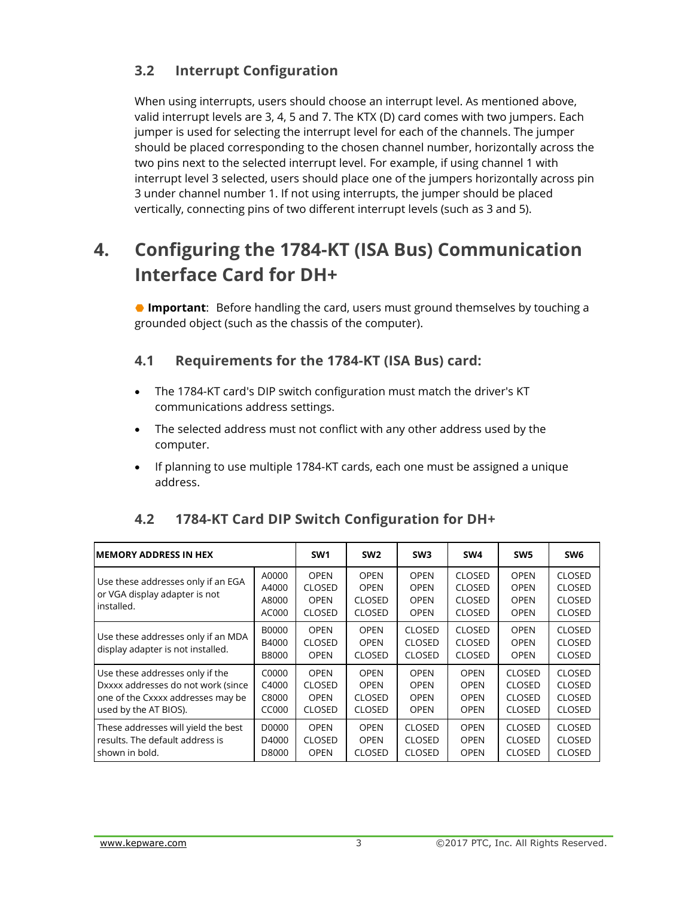### 3.2 Interrupt Configuration

When using interrupts, users should choose an interrupt level. As mentioned above, valid interrupt levels are 3, 4, 5 and 7. The KTX (D) card comes with two jumpers. Each jumper is used for selecting the interrupt level for each of the channels. The jumper should be placed corresponding to the chosen channel number, horizontally across the two pins next to the selected interrupt level. For example, if using channel 1 with interrupt level 3 selected, users should place one of the jumpers horizontally across pin 3 under channel number 1. If not using interrupts, the jumper should be placed vertically, connecting pins of two different interrupt levels (such as 3 and 5).

## 4. Configuring the 1784-KT (ISA Bus) Communication Interface Card for DH+

● **Important**: Before handling the card, users must ground themselves by touching a grounded object (such as the chassis of the computer).

### 4.1 Requirements for the 1784-KT (ISA Bus) card:

- The 1784-KT card's DIP switch configuration must match the driver's KT communications address settings.
- The selected address must not conflict with any other address used by the computer.
- If planning to use multiple 1784-KT cards, each one must be assigned a unique address.

### 4.2 1784-KT Card DIP Switch Configuration for DH+

| MEMORY ADDRESS IN HEX | | SW1 | SW2 | SW3 | SW4 | SW5 | SW6 |
|---|---|---|---|---|---|---|---|
| Use these addresses only if an EGA or VGA display adapter is not installed. | A0000 | OPEN | OPEN | OPEN | CLOSED | OPEN | CLOSED |
| | A4000 | CLOSED | OPEN | OPEN | CLOSED | OPEN | CLOSED |
| | A8000 | OPEN | CLOSED | OPEN | CLOSED | OPEN | CLOSED |
| | AC000 | CLOSED | CLOSED | OPEN | CLOSED | OPEN | CLOSED |
| Use these addresses only if an MDA display adapter is not installed. | B0000 | OPEN | OPEN | CLOSED | CLOSED | OPEN | CLOSED |
| | B4000 | CLOSED | OPEN | CLOSED | CLOSED | OPEN | CLOSED |
| | B8000 | OPEN | CLOSED | CLOSED | CLOSED | OPEN | CLOSED |
| Use these addresses only if the Dxxxx addresses do not work (since one of the Cxxxx addresses may be used by the AT BIOS). | C0000 | OPEN | OPEN | OPEN | OPEN | CLOSED | CLOSED |
| | C4000 | CLOSED | OPEN | OPEN | OPEN | CLOSED | CLOSED |
| | C8000 | OPEN | CLOSED | OPEN | OPEN | CLOSED | CLOSED |
| | CC000 | CLOSED | CLOSED | OPEN | OPEN | CLOSED | CLOSED |
| These addresses will yield the best results. The default address is shown in bold. | D0000 | OPEN | OPEN | CLOSED | OPEN | CLOSED | CLOSED |
| | D4000 | CLOSED | OPEN | CLOSED | OPEN | CLOSED | CLOSED |
| | D8000 | OPEN | CLOSED | CLOSED | OPEN | CLOSED | CLOSED |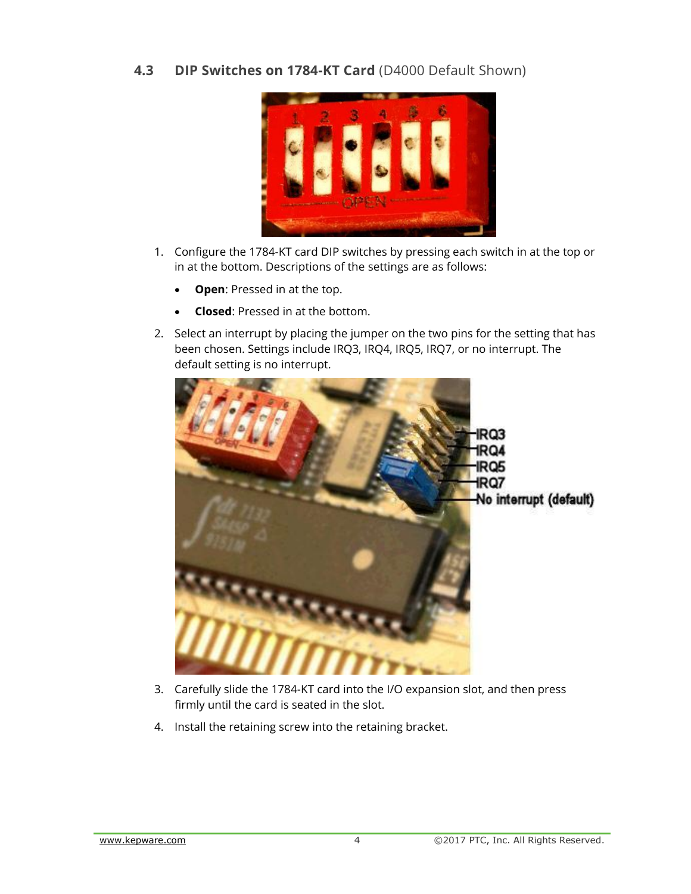## 4.3 DIP Switches on 1784-KT Card (D4000 Default Shown)

1. Configure the 1784-KT card DIP switches by pressing each switch in at the top or in at the bottom. Descriptions of the settings are as follows:
   - **Open**: Pressed in at the top.
   - **Closed**: Pressed in at the bottom.
2. Select an interrupt by placing the jumper on the two pins for the setting that has been chosen. Settings include IRQ3, IRQ4, IRQ5, IRQ7, or no interrupt. The default setting is no interrupt.
3. Carefully slide the 1784-KT card into the I/O expansion slot, and then press firmly until the card is seated in the slot.
4. Install the retaining screw into the retaining bracket.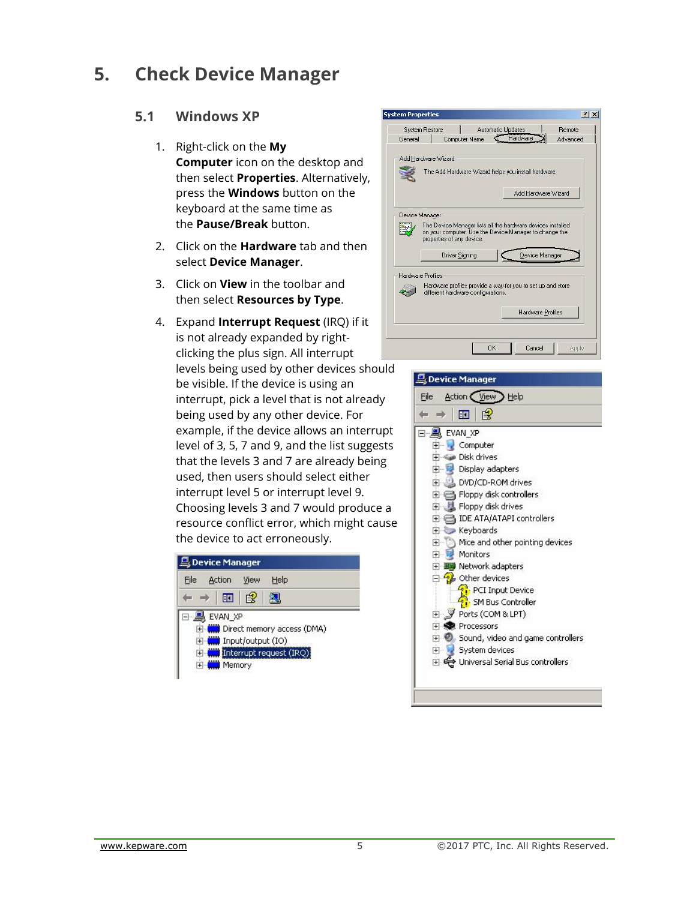# 5. Check Device Manager

## 5.1 Windows XP

1. Right-click on the **My Computer** icon on the desktop and then select **Properties**. Alternatively, press the **Windows** button on the keyboard at the same time as the **Pause/Break** button.
2. Click on the **Hardware** tab and then select **Device Manager**.
3. Click on **View** in the toolbar and then select **Resources by Type**.
4. Expand **Interrupt Request** (IRQ) if it is not already expanded by right-clicking the plus sign. All interrupt levels being used by other devices should be visible. If the device is using an interrupt, pick a level that is not already being used by any other device. For example, if the device allows an interrupt level of 3, 5, 7 and 9, and the list suggests that the levels 3 and 7 are already being used, then users should select either interrupt level 5 or interrupt level 9. Choosing levels 3 and 7 would produce a resource conflict error, which might cause the device to act erroneously.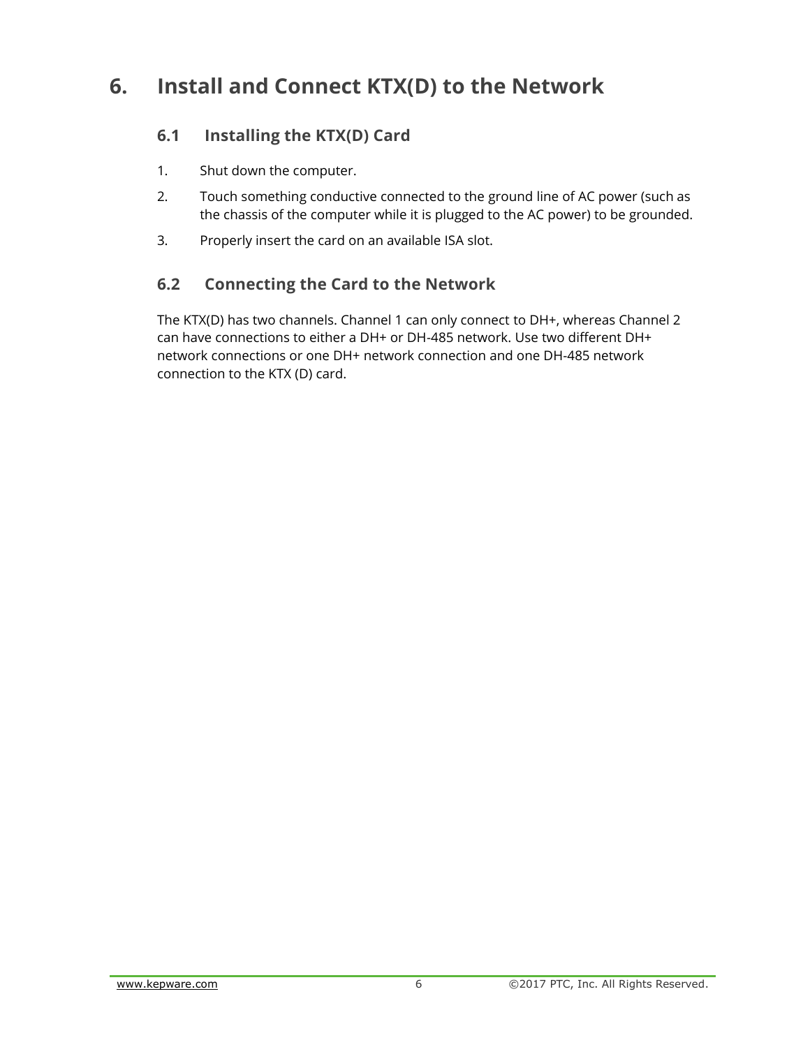# 6. Install and Connect KTX(D) to the Network

## 6.1 Installing the KTX(D) Card

1. Shut down the computer.
2. Touch something conductive connected to the ground line of AC power (such as the chassis of the computer while it is plugged to the AC power) to be grounded.
3. Properly insert the card on an available ISA slot.

## 6.2 Connecting the Card to the Network

The KTX(D) has two channels. Channel 1 can only connect to DH+, whereas Channel 2 can have connections to either a DH+ or DH-485 network. Use two different DH+ network connections or one DH+ network connection and one DH-485 network connection to the KTX (D) card.